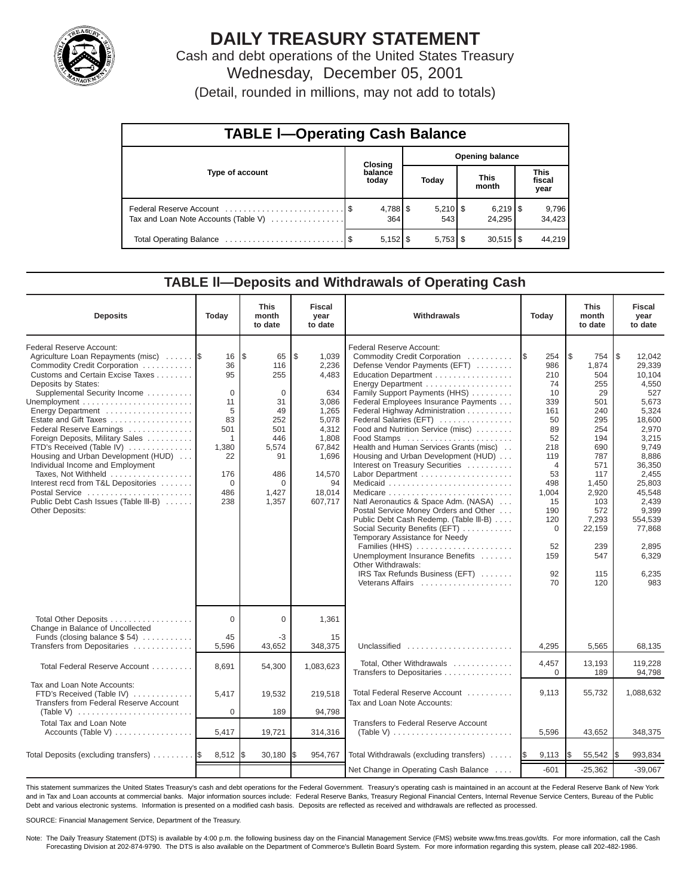# DAILY TREASURY STATEMENT

Cash and debt operations of the United States Treasury

Wednesday, December 05, 2001

(Detail, rounded in millions, may not add to totals)

## TABLE I—Operating Cash Balance

| Type of account | Closing balance today | Opening balance Today | Opening balance This month | Opening balance This fiscal year |
|---|---|---|---|---|
| Federal Reserve Account | $ 4,788 | $ 5,210 | $ 6,219 | $ 9,796 |
| Tax and Loan Note Accounts (Table V) | 364 | 543 | 24,295 | 34,423 |
| Total Operating Balance | $ 5,152 | $ 5,753 | $ 30,515 | $ 44,219 |

## TABLE II—Deposits and Withdrawals of Operating Cash

| Deposits | Today | This month to date | Fiscal year to date | Withdrawals | Today | This month to date | Fiscal year to date |
|---|---|---|---|---|---|---|---|
| Federal Reserve Account: | | | | Federal Reserve Account: | | | |
| Agriculture Loan Repayments (misc) | $ 16 | $ 65 | $ 1,039 | Commodity Credit Corporation | $ 254 | $ 754 | $ 12,042 |
| Commodity Credit Corporation | 36 | 116 | 2,236 | Defense Vendor Payments (EFT) | 986 | 1,874 | 29,339 |
| Customs and Certain Excise Taxes | 95 | 255 | 4,483 | Education Department | 210 | 504 | 10,104 |
| Deposits by States: | | | | Energy Department | 74 | 255 | 4,550 |
| Supplemental Security Income | 0 | 0 | 634 | Family Support Payments (HHS) | 10 | 29 | 527 |
| Unemployment | 11 | 31 | 3,086 | Federal Employees Insurance Payments | 339 | 501 | 5,673 |
| Energy Department | 5 | 49 | 1,265 | Federal Highway Administration | 161 | 240 | 5,324 |
| Estate and Gift Taxes | 83 | 252 | 5,078 | Federal Salaries (EFT) | 50 | 295 | 18,600 |
| Federal Reserve Earnings | 501 | 501 | 4,312 | Food and Nutrition Service (misc) | 89 | 254 | 2,970 |
| Foreign Deposits, Military Sales | 1 | 446 | 1,808 | Food Stamps | 52 | 194 | 3,215 |
| FTD's Received (Table IV) | 1,380 | 5,574 | 67,842 | Health and Human Services Grants (misc) | 218 | 690 | 9,749 |
| Housing and Urban Development (HUD) | 22 | 91 | 1,696 | Housing and Urban Development (HUD) | 119 | 787 | 8,886 |
| Individual Income and Employment Taxes, Not Withheld | 176 | 486 | 14,570 | Interest on Treasury Securities | 4 | 571 | 36,350 |
| Interest recd from T&L Depositories | 0 | 0 | 94 | Labor Department | 53 | 117 | 2,455 |
| Postal Service | 486 | 1,427 | 18,014 | Medicaid | 498 | 1,450 | 25,803 |
| Public Debt Cash Issues (Table III-B) | 238 | 1,357 | 607,717 | Medicare | 1,004 | 2,920 | 45,548 |
| Other Deposits: | | | | Natl Aeronautics & Space Adm. (NASA) | 15 | 103 | 2,439 |
| | | | | Postal Service Money Orders and Other | 190 | 572 | 9,399 |
| | | | | Public Debt Cash Redemp. (Table III-B) | 120 | 7,293 | 554,539 |
| | | | | Social Security Benefits (EFT) | 0 | 22,159 | 77,868 |
| | | | | Temporary Assistance for Needy Families (HHS) | 52 | 239 | 2,895 |
| | | | | Unemployment Insurance Benefits | 159 | 547 | 6,329 |
| | | | | Other Withdrawals: | | | |
| | | | | IRS Tax Refunds Business (EFT) | 92 | 115 | 6,235 |
| | | | | Veterans Affairs | 70 | 120 | 983 |
| Total Other Deposits | 0 | 0 | 1,361 | | | | |
| Change in Balance of Uncollected Funds (closing balance $ 54) | 45 | -3 | 15 | | | | |
| Transfers from Depositaries | 5,596 | 43,652 | 348,375 | Unclassified | 4,295 | 5,565 | 68,135 |
| Total Federal Reserve Account | 8,691 | 54,300 | 1,083,623 | Total, Other Withdrawals | 4,457 | 13,193 | 119,228 |
| | | | | Transfers to Depositaries | 0 | 189 | 94,798 |
| Tax and Loan Note Accounts: | | | | | | | |
| FTD's Received (Table IV) | 5,417 | 19,532 | 219,518 | Total Federal Reserve Account | 9,113 | 55,732 | 1,088,632 |
| Transfers from Federal Reserve Account (Table V) | 0 | 189 | 94,798 | Tax and Loan Note Accounts: | | | |
| Total Tax and Loan Note Accounts (Table V) | 5,417 | 19,721 | 314,316 | Transfers to Federal Reserve Account (Table V) | 5,596 | 43,652 | 348,375 |
| Total Deposits (excluding transfers) | $ 8,512 | $ 30,180 | $ 954,767 | Total Withdrawals (excluding transfers) | $ 9,113 | $ 55,542 | $ 993,834 |
| | | | | Net Change in Operating Cash Balance | -601 | -25,362 | -39,067 |

This statement summarizes the United States Treasury's cash and debt operations for the Federal Government. Treasury's operating cash is maintained in an account at the Federal Reserve Bank of New York and in Tax and Loan accounts at commercial banks. Major information sources include: Federal Reserve Banks, Treasury Regional Financial Centers, Internal Revenue Service Centers, Bureau of the Public Debt and various electronic systems. Information is presented on a modified cash basis. Deposits are reflected as received and withdrawals are reflected as processed.

SOURCE: Financial Management Service, Department of the Treasury.

Note: The Daily Treasury Statement (DTS) is available by 4:00 p.m. the following business day on the Financial Management Service (FMS) website www.fms.treas.gov/dts. For more information, call the Cash Forecasting Division at 202-874-9790. The DTS is also available on the Department of Commerce's Bulletin Board System. For more information regarding this system, please call 202-482-1986.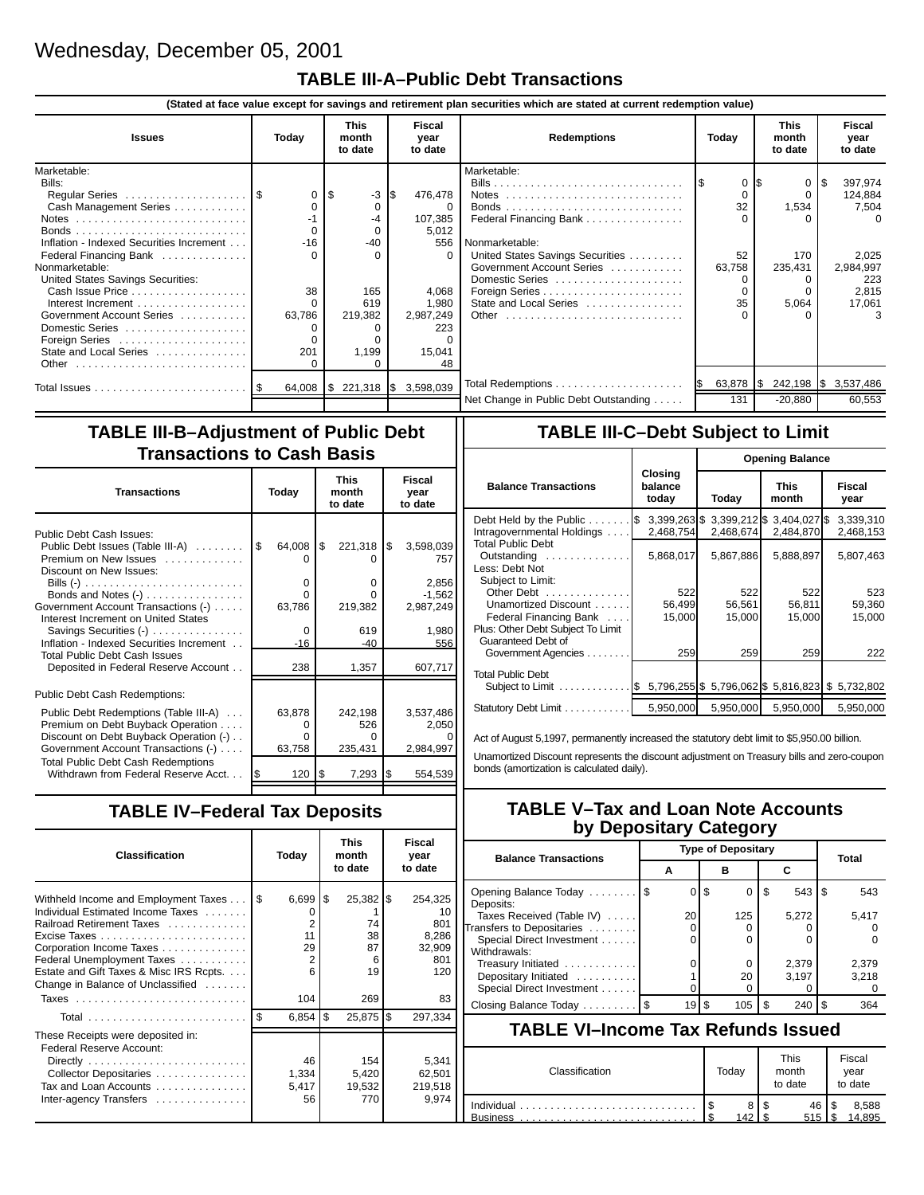Wednesday, December 05, 2001

## TABLE III-A–Public Debt Transactions

(Stated at face value except for savings and retirement plan securities which are stated at current redemption value)

| Issues | Today | This month to date | Fiscal year to date |
|---|---|---|---|
| Marketable: | | | |
| Bills: | | | |
| Regular Series | $ 0 | $ -3 | $ 476,478 |
| Cash Management Series | 0 | 0 | 0 |
| Notes | -1 | -4 | 107,385 |
| Bonds | 0 | 0 | 5,012 |
| Inflation - Indexed Securities Increment | -16 | -40 | 556 |
| Federal Financing Bank | 0 | 0 | 0 |
| Nonmarketable: | | | |
| United States Savings Securities: | | | |
| Cash Issue Price | 38 | 165 | 4,068 |
| Interest Increment | 0 | 619 | 1,980 |
| Government Account Series | 63,786 | 219,382 | 2,987,249 |
| Domestic Series | 0 | 0 | 223 |
| Foreign Series | 0 | 0 | 0 |
| State and Local Series | 201 | 1,199 | 15,041 |
| Other | 0 | 0 | 48 |
| Total Issues | $ 64,008 | $ 221,318 | $ 3,598,039 |

| Redemptions | Today | This month to date | Fiscal year to date |
|---|---|---|---|
| Marketable: | | | |
| Bills | $ 0 | $ 0 | $ 397,974 |
| Notes | 0 | 0 | 124,884 |
| Bonds | 32 | 1,534 | 7,504 |
| Federal Financing Bank | 0 | 0 | 0 |
| Nonmarketable: | | | |
| United States Savings Securities | 52 | 170 | 2,025 |
| Government Account Series | 63,758 | 235,431 | 2,984,997 |
| Domestic Series | 0 | 0 | 223 |
| Foreign Series | 0 | 0 | 2,815 |
| State and Local Series | 35 | 5,064 | 17,061 |
| Other | 0 | 0 | 3 |
| Total Redemptions | $ 63,878 | $ 242,198 | $ 3,537,486 |
| Net Change in Public Debt Outstanding | 131 | -20,880 | 60,553 |

## TABLE III-B–Adjustment of Public Debt Transactions to Cash Basis

| Transactions | Today | This month to date | Fiscal year to date |
|---|---|---|---|
| Public Debt Cash Issues: | | | |
| Public Debt Issues (Table III-A) | $ 64,008 | $ 221,318 | $ 3,598,039 |
| Premium on New Issues | 0 | 0 | 757 |
| Discount on New Issues: | | | |
| Bills (-) | 0 | 0 | 2,856 |
| Bonds and Notes (-) | 0 | 0 | -1,562 |
| Government Account Transactions (-) | 63,786 | 219,382 | 2,987,249 |
| Interest Increment on United States Savings Securities (-) | 0 | 619 | 1,980 |
| Inflation - Indexed Securities Increment | -16 | -40 | 556 |
| Total Public Debt Cash Issues Deposited in Federal Reserve Account | 238 | 1,357 | 607,717 |
| Public Debt Cash Redemptions: | | | |
| Public Debt Redemptions (Table III-A) | 63,878 | 242,198 | 3,537,486 |
| Premium on Debt Buyback Operation | 0 | 526 | 2,050 |
| Discount on Debt Buyback Operation (-) | 0 | 0 | 0 |
| Government Account Transactions (-) | 63,758 | 235,431 | 2,984,997 |
| Total Public Debt Cash Redemptions Withdrawn from Federal Reserve Acct. | $ 120 | $ 7,293 | $ 554,539 |

## TABLE III-C–Debt Subject to Limit

| Balance Transactions | Closing balance today | Opening Balance Today | Opening Balance This month | Opening Balance Fiscal year |
|---|---|---|---|---|
| Debt Held by the Public | $ 3,399,263 | $ 3,399,212 | $ 3,404,027 | $ 3,339,310 |
| Intragovernmental Holdings | 2,468,754 | 2,468,674 | 2,484,870 | 2,468,153 |
| Total Public Debt Outstanding | 5,868,017 | 5,867,886 | 5,888,897 | 5,807,463 |
| Less: Debt Not Subject to Limit: | | | | |
| Other Debt | 522 | 522 | 522 | 523 |
| Unamortized Discount | 56,499 | 56,561 | 56,811 | 59,360 |
| Federal Financing Bank | 15,000 | 15,000 | 15,000 | 15,000 |
| Plus: Other Debt Subject To Limit Guaranteed Debt of Government Agencies | 259 | 259 | 259 | 222 |
| Total Public Debt Subject to Limit | $ 5,796,255 | $ 5,796,062 | $ 5,816,823 | $ 5,732,802 |
| Statutory Debt Limit | 5,950,000 | 5,950,000 | 5,950,000 | 5,950,000 |

Act of August 5,1997, permanently increased the statutory debt limit to $5,950.00 billion.

Unamortized Discount represents the discount adjustment on Treasury bills and zero-coupon bonds (amortization is calculated daily).

## TABLE IV–Federal Tax Deposits

| Classification | Today | This month to date | Fiscal year to date |
|---|---|---|---|
| Withheld Income and Employment Taxes | $ 6,699 | $ 25,382 | $ 254,325 |
| Individual Estimated Income Taxes | 0 | 1 | 10 |
| Railroad Retirement Taxes | 2 | 74 | 801 |
| Excise Taxes | 11 | 38 | 8,286 |
| Corporation Income Taxes | 29 | 87 | 32,909 |
| Federal Unemployment Taxes | 2 | 6 | 801 |
| Estate and Gift Taxes & Misc IRS Rcpts. | 6 | 19 | 120 |
| Change in Balance of Unclassified Taxes | 104 | 269 | 83 |
| Total | $ 6,854 | $ 25,875 | $ 297,334 |
| These Receipts were deposited in: | | | |
| Federal Reserve Account: | | | |
| Directly | 46 | 154 | 5,341 |
| Collector Depositaries | 1,334 | 5,420 | 62,501 |
| Tax and Loan Accounts | 5,417 | 19,532 | 219,518 |
| Inter-agency Transfers | 56 | 770 | 9,974 |

## TABLE V–Tax and Loan Note Accounts by Depositary Category

| Balance Transactions | Type of Depositary A | B | C | Total |
|---|---|---|---|---|
| Opening Balance Today | $ 0 | $ 0 | $ 543 | $ 543 |
| Deposits: | | | | |
| Taxes Received (Table IV) | 20 | 125 | 5,272 | 5,417 |
| Transfers to Depositaries | 0 | 0 | 0 | 0 |
| Special Direct Investment | 0 | 0 | 0 | 0 |
| Withdrawals: | | | | |
| Treasury Initiated | 0 | 0 | 2,379 | 2,379 |
| Depositary Initiated | 1 | 20 | 3,197 | 3,218 |
| Special Direct Investment | 0 | 0 | 0 | 0 |
| Closing Balance Today | $ 19 | $ 105 | $ 240 | $ 364 |

## TABLE VI–Income Tax Refunds Issued

| Classification | Today | This month to date | Fiscal year to date |
|---|---|---|---|
| Individual | $ 8 | $ 46 | $ 8,588 |
| Business | $ 142 | $ 515 | $ 14,895 |